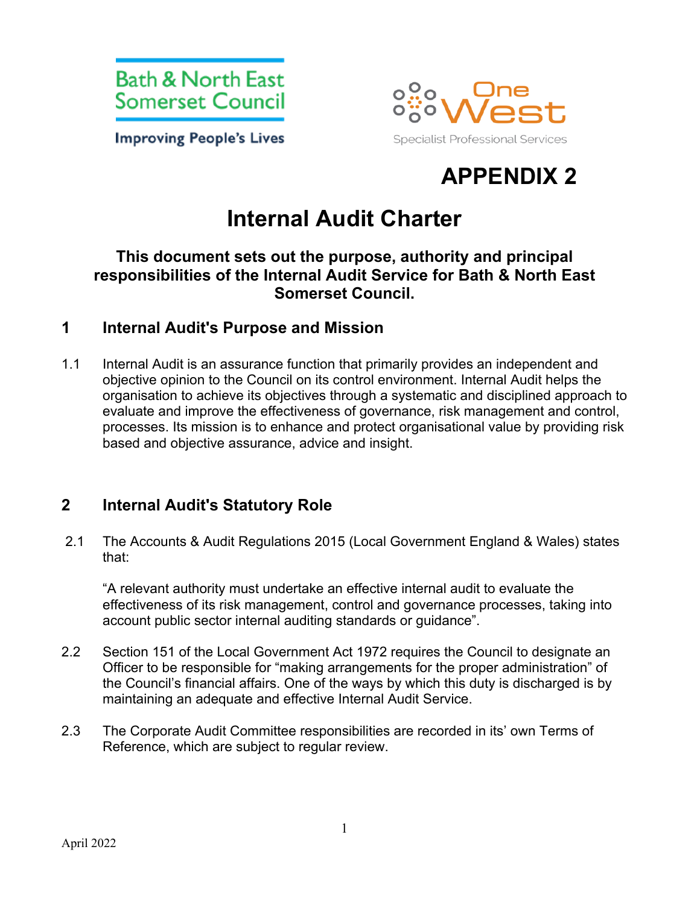Bath & North East Somerset Council

Improving People's Lives

One West

Specialist Professional Services

# APPENDIX 2

# Internal Audit Charter

**This document sets out the purpose, authority and principal responsibilities of the Internal Audit Service for Bath & North East Somerset Council.**

## 1 Internal Audit's Purpose and Mission

1.1 Internal Audit is an assurance function that primarily provides an independent and objective opinion to the Council on its control environment. Internal Audit helps the organisation to achieve its objectives through a systematic and disciplined approach to evaluate and improve the effectiveness of governance, risk management and control, processes. Its mission is to enhance and protect organisational value by providing risk based and objective assurance, advice and insight.

## 2 Internal Audit's Statutory Role

2.1 The Accounts & Audit Regulations 2015 (Local Government England & Wales) states that:

"A relevant authority must undertake an effective internal audit to evaluate the effectiveness of its risk management, control and governance processes, taking into account public sector internal auditing standards or guidance".

2.2 Section 151 of the Local Government Act 1972 requires the Council to designate an Officer to be responsible for "making arrangements for the proper administration" of the Council's financial affairs. One of the ways by which this duty is discharged is by maintaining an adequate and effective Internal Audit Service.

2.3 The Corporate Audit Committee responsibilities are recorded in its' own Terms of Reference, which are subject to regular review.

April 2022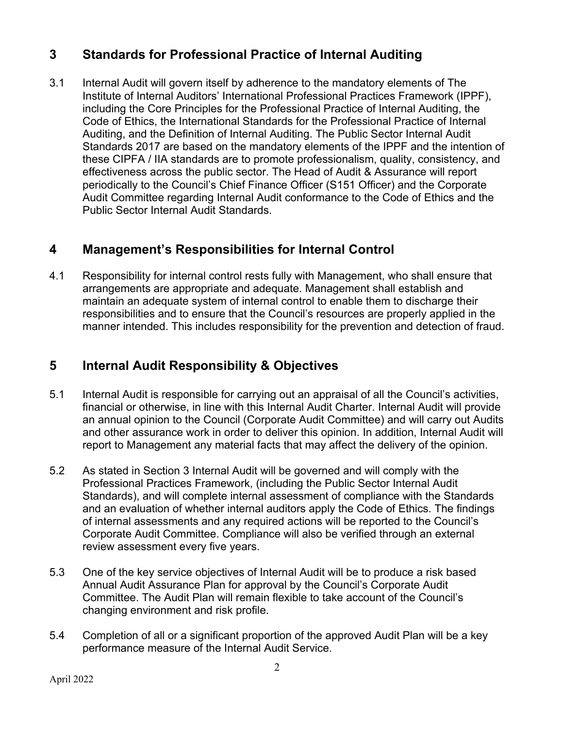## 3 Standards for Professional Practice of Internal Auditing

3.1 Internal Audit will govern itself by adherence to the mandatory elements of The Institute of Internal Auditors' International Professional Practices Framework (IPPF), including the Core Principles for the Professional Practice of Internal Auditing, the Code of Ethics, the International Standards for the Professional Practice of Internal Auditing, and the Definition of Internal Auditing. The Public Sector Internal Audit Standards 2017 are based on the mandatory elements of the IPPF and the intention of these CIPFA / IIA standards are to promote professionalism, quality, consistency, and effectiveness across the public sector. The Head of Audit & Assurance will report periodically to the Council's Chief Finance Officer (S151 Officer) and the Corporate Audit Committee regarding Internal Audit conformance to the Code of Ethics and the Public Sector Internal Audit Standards.

## 4 Management's Responsibilities for Internal Control

4.1 Responsibility for internal control rests fully with Management, who shall ensure that arrangements are appropriate and adequate. Management shall establish and maintain an adequate system of internal control to enable them to discharge their responsibilities and to ensure that the Council's resources are properly applied in the manner intended. This includes responsibility for the prevention and detection of fraud.

## 5 Internal Audit Responsibility & Objectives

5.1 Internal Audit is responsible for carrying out an appraisal of all the Council's activities, financial or otherwise, in line with this Internal Audit Charter. Internal Audit will provide an annual opinion to the Council (Corporate Audit Committee) and will carry out Audits and other assurance work in order to deliver this opinion. In addition, Internal Audit will report to Management any material facts that may affect the delivery of the opinion.

5.2 As stated in Section 3 Internal Audit will be governed and will comply with the Professional Practices Framework, (including the Public Sector Internal Audit Standards), and will complete internal assessment of compliance with the Standards and an evaluation of whether internal auditors apply the Code of Ethics. The findings of internal assessments and any required actions will be reported to the Council's Corporate Audit Committee. Compliance will also be verified through an external review assessment every five years.

5.3 One of the key service objectives of Internal Audit will be to produce a risk based Annual Audit Assurance Plan for approval by the Council's Corporate Audit Committee. The Audit Plan will remain flexible to take account of the Council's changing environment and risk profile.

5.4 Completion of all or a significant proportion of the approved Audit Plan will be a key performance measure of the Internal Audit Service.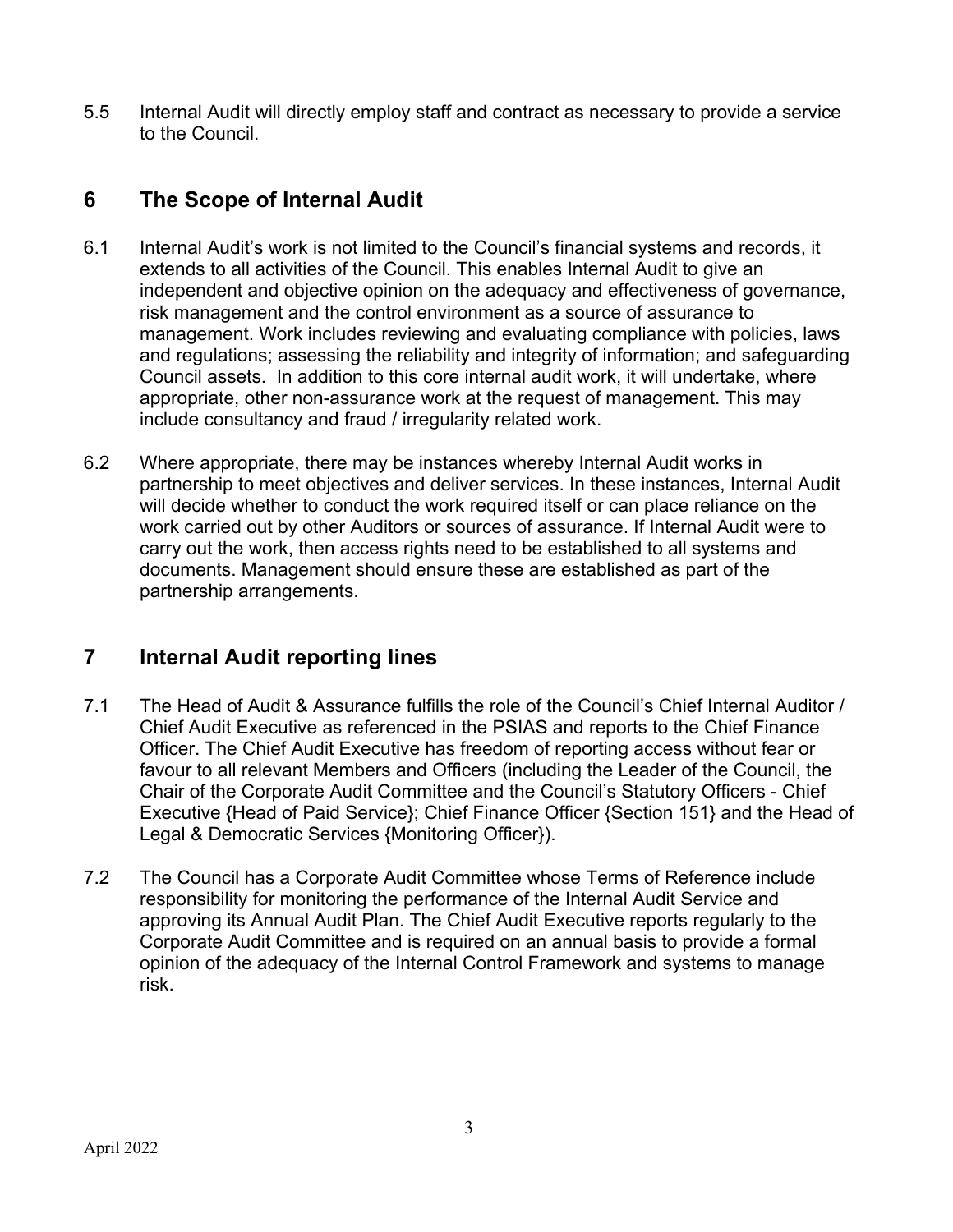5.5 Internal Audit will directly employ staff and contract as necessary to provide a service to the Council.

## 6 The Scope of Internal Audit

6.1 Internal Audit's work is not limited to the Council's financial systems and records, it extends to all activities of the Council. This enables Internal Audit to give an independent and objective opinion on the adequacy and effectiveness of governance, risk management and the control environment as a source of assurance to management. Work includes reviewing and evaluating compliance with policies, laws and regulations; assessing the reliability and integrity of information; and safeguarding Council assets. In addition to this core internal audit work, it will undertake, where appropriate, other non-assurance work at the request of management. This may include consultancy and fraud / irregularity related work.

6.2 Where appropriate, there may be instances whereby Internal Audit works in partnership to meet objectives and deliver services. In these instances, Internal Audit will decide whether to conduct the work required itself or can place reliance on the work carried out by other Auditors or sources of assurance. If Internal Audit were to carry out the work, then access rights need to be established to all systems and documents. Management should ensure these are established as part of the partnership arrangements.

## 7 Internal Audit reporting lines

7.1 The Head of Audit & Assurance fulfills the role of the Council's Chief Internal Auditor / Chief Audit Executive as referenced in the PSIAS and reports to the Chief Finance Officer. The Chief Audit Executive has freedom of reporting access without fear or favour to all relevant Members and Officers (including the Leader of the Council, the Chair of the Corporate Audit Committee and the Council's Statutory Officers - Chief Executive {Head of Paid Service}; Chief Finance Officer {Section 151} and the Head of Legal & Democratic Services {Monitoring Officer}).

7.2 The Council has a Corporate Audit Committee whose Terms of Reference include responsibility for monitoring the performance of the Internal Audit Service and approving its Annual Audit Plan. The Chief Audit Executive reports regularly to the Corporate Audit Committee and is required on an annual basis to provide a formal opinion of the adequacy of the Internal Control Framework and systems to manage risk.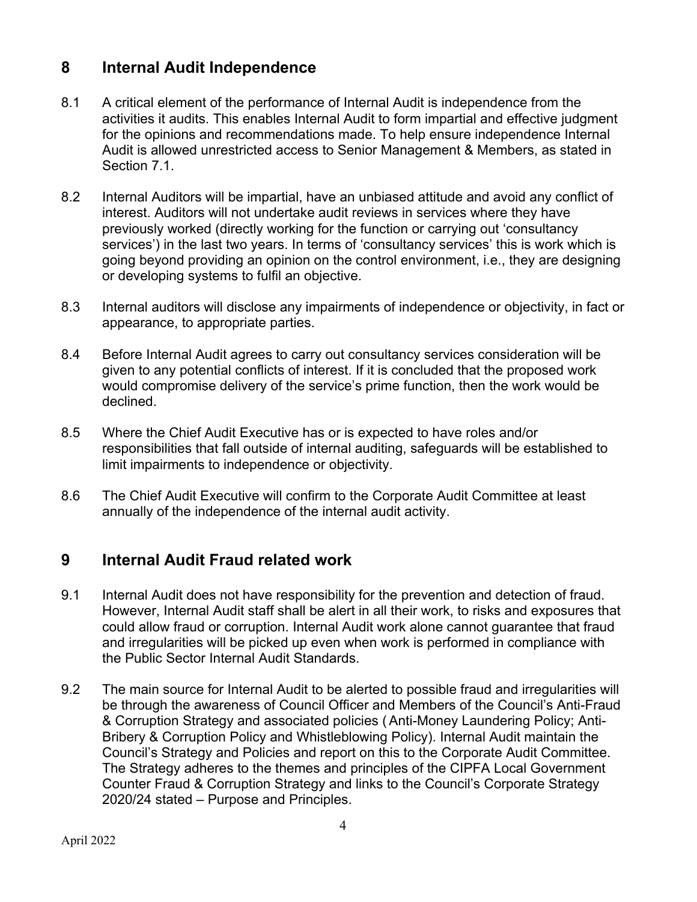## 8 Internal Audit Independence

8.1 A critical element of the performance of Internal Audit is independence from the activities it audits. This enables Internal Audit to form impartial and effective judgment for the opinions and recommendations made. To help ensure independence Internal Audit is allowed unrestricted access to Senior Management & Members, as stated in Section 7.1.

8.2 Internal Auditors will be impartial, have an unbiased attitude and avoid any conflict of interest. Auditors will not undertake audit reviews in services where they have previously worked (directly working for the function or carrying out 'consultancy services') in the last two years. In terms of 'consultancy services' this is work which is going beyond providing an opinion on the control environment, i.e., they are designing or developing systems to fulfil an objective.

8.3 Internal auditors will disclose any impairments of independence or objectivity, in fact or appearance, to appropriate parties.

8.4 Before Internal Audit agrees to carry out consultancy services consideration will be given to any potential conflicts of interest. If it is concluded that the proposed work would compromise delivery of the service's prime function, then the work would be declined.

8.5 Where the Chief Audit Executive has or is expected to have roles and/or responsibilities that fall outside of internal auditing, safeguards will be established to limit impairments to independence or objectivity.

8.6 The Chief Audit Executive will confirm to the Corporate Audit Committee at least annually of the independence of the internal audit activity.

## 9 Internal Audit Fraud related work

9.1 Internal Audit does not have responsibility for the prevention and detection of fraud. However, Internal Audit staff shall be alert in all their work, to risks and exposures that could allow fraud or corruption. Internal Audit work alone cannot guarantee that fraud and irregularities will be picked up even when work is performed in compliance with the Public Sector Internal Audit Standards.

9.2 The main source for Internal Audit to be alerted to possible fraud and irregularities will be through the awareness of Council Officer and Members of the Council's Anti-Fraud & Corruption Strategy and associated policies ( Anti-Money Laundering Policy; Anti-Bribery & Corruption Policy and Whistleblowing Policy). Internal Audit maintain the Council's Strategy and Policies and report on this to the Corporate Audit Committee. The Strategy adheres to the themes and principles of the CIPFA Local Government Counter Fraud & Corruption Strategy and links to the Council's Corporate Strategy 2020/24 stated – Purpose and Principles.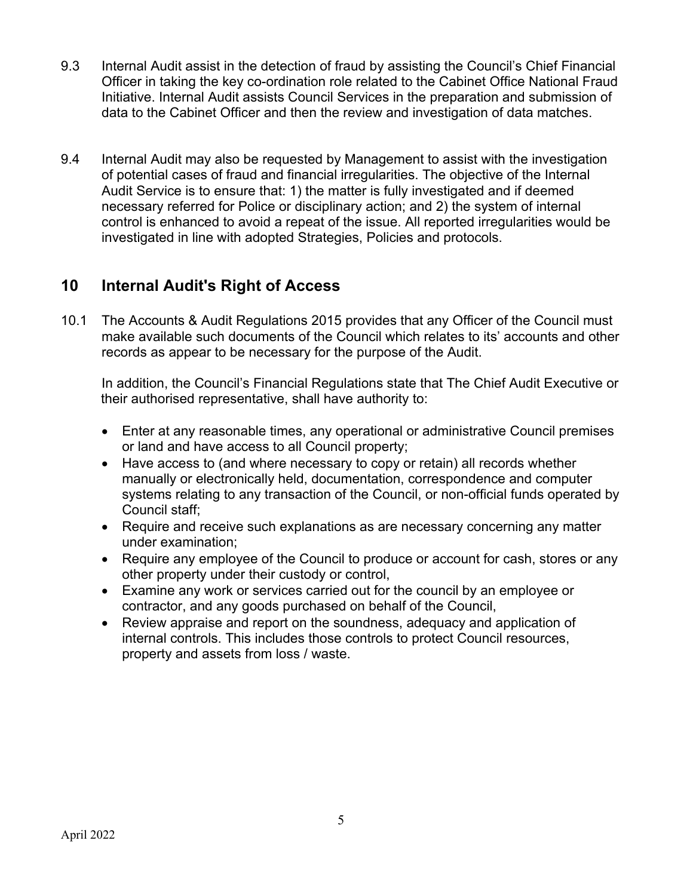9.3 Internal Audit assist in the detection of fraud by assisting the Council's Chief Financial Officer in taking the key co-ordination role related to the Cabinet Office National Fraud Initiative. Internal Audit assists Council Services in the preparation and submission of data to the Cabinet Officer and then the review and investigation of data matches.

9.4 Internal Audit may also be requested by Management to assist with the investigation of potential cases of fraud and financial irregularities. The objective of the Internal Audit Service is to ensure that: 1) the matter is fully investigated and if deemed necessary referred for Police or disciplinary action; and 2) the system of internal control is enhanced to avoid a repeat of the issue. All reported irregularities would be investigated in line with adopted Strategies, Policies and protocols.

## 10 Internal Audit's Right of Access

10.1 The Accounts & Audit Regulations 2015 provides that any Officer of the Council must make available such documents of the Council which relates to its' accounts and other records as appear to be necessary for the purpose of the Audit.

In addition, the Council's Financial Regulations state that The Chief Audit Executive or their authorised representative, shall have authority to:

- Enter at any reasonable times, any operational or administrative Council premises or land and have access to all Council property;
- Have access to (and where necessary to copy or retain) all records whether manually or electronically held, documentation, correspondence and computer systems relating to any transaction of the Council, or non-official funds operated by Council staff;
- Require and receive such explanations as are necessary concerning any matter under examination;
- Require any employee of the Council to produce or account for cash, stores or any other property under their custody or control,
- Examine any work or services carried out for the council by an employee or contractor, and any goods purchased on behalf of the Council,
- Review appraise and report on the soundness, adequacy and application of internal controls. This includes those controls to protect Council resources, property and assets from loss / waste.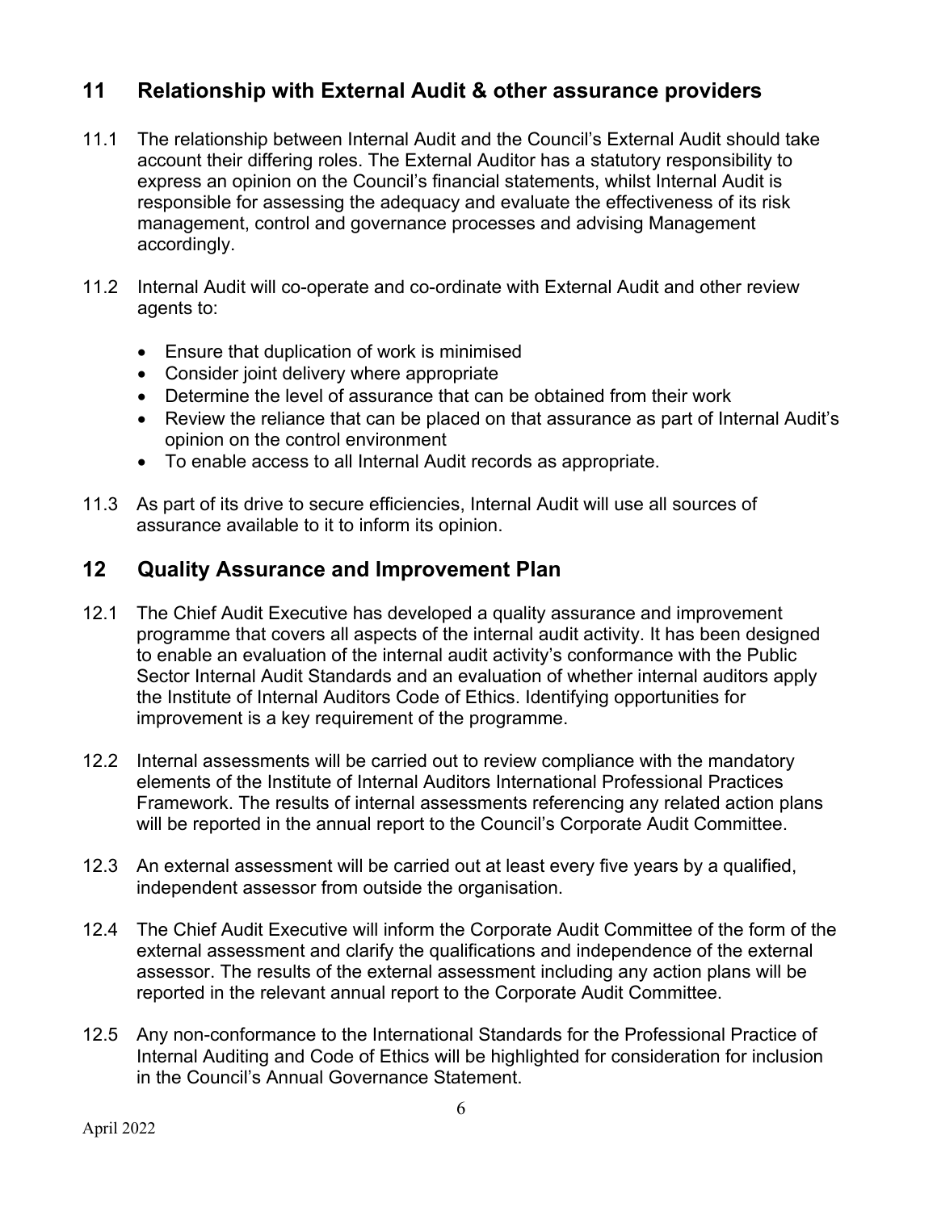## 11 Relationship with External Audit & other assurance providers

11.1 The relationship between Internal Audit and the Council's External Audit should take account their differing roles. The External Auditor has a statutory responsibility to express an opinion on the Council's financial statements, whilst Internal Audit is responsible for assessing the adequacy and evaluate the effectiveness of its risk management, control and governance processes and advising Management accordingly.

11.2 Internal Audit will co-operate and co-ordinate with External Audit and other review agents to:

- Ensure that duplication of work is minimised
- Consider joint delivery where appropriate
- Determine the level of assurance that can be obtained from their work
- Review the reliance that can be placed on that assurance as part of Internal Audit's opinion on the control environment
- To enable access to all Internal Audit records as appropriate.

11.3 As part of its drive to secure efficiencies, Internal Audit will use all sources of assurance available to it to inform its opinion.

## 12 Quality Assurance and Improvement Plan

12.1 The Chief Audit Executive has developed a quality assurance and improvement programme that covers all aspects of the internal audit activity. It has been designed to enable an evaluation of the internal audit activity's conformance with the Public Sector Internal Audit Standards and an evaluation of whether internal auditors apply the Institute of Internal Auditors Code of Ethics. Identifying opportunities for improvement is a key requirement of the programme.

12.2 Internal assessments will be carried out to review compliance with the mandatory elements of the Institute of Internal Auditors International Professional Practices Framework. The results of internal assessments referencing any related action plans will be reported in the annual report to the Council's Corporate Audit Committee.

12.3 An external assessment will be carried out at least every five years by a qualified, independent assessor from outside the organisation.

12.4 The Chief Audit Executive will inform the Corporate Audit Committee of the form of the external assessment and clarify the qualifications and independence of the external assessor. The results of the external assessment including any action plans will be reported in the relevant annual report to the Corporate Audit Committee.

12.5 Any non-conformance to the International Standards for the Professional Practice of Internal Auditing and Code of Ethics will be highlighted for consideration for inclusion in the Council's Annual Governance Statement.